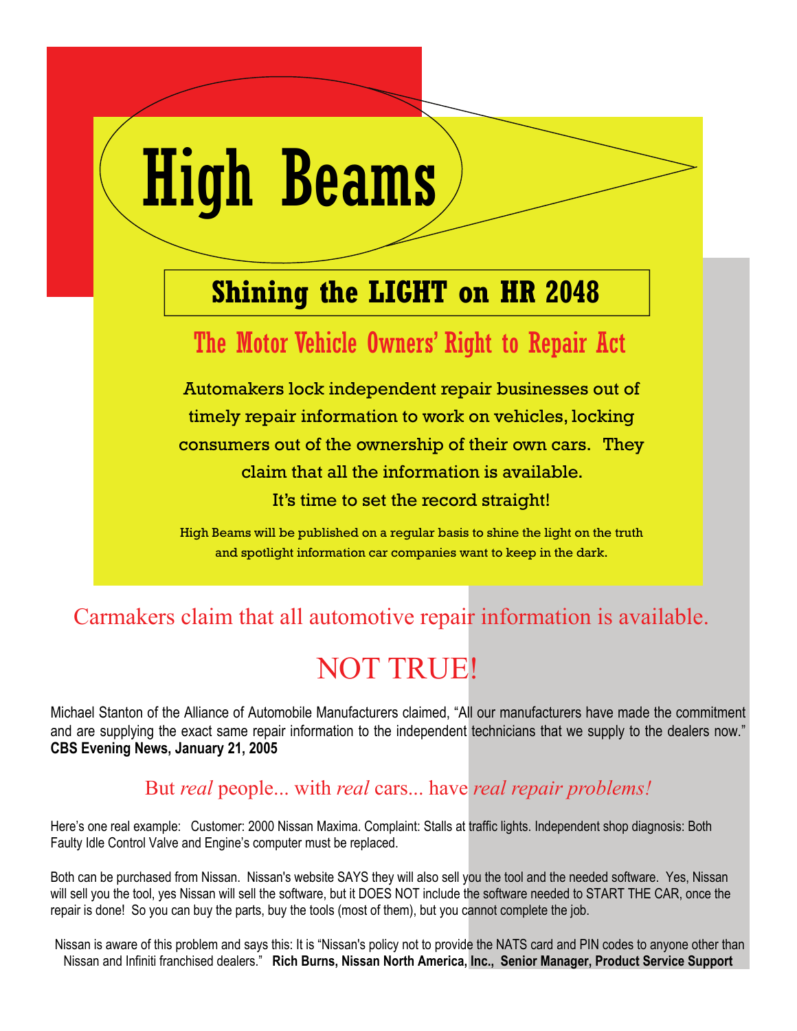# High Beams

## Shining the LIGHT on HR 2048

### The Motor Vehicle Owners' Right to Repair Act

Automakers lock independent repair businesses out of timely repair information to work on vehicles, locking consumers out of the ownership of their own cars. They claim that all the information is available.
It's time to set the record straight!

High Beams will be published on a regular basis to shine the light on the truth and spotlight information car companies want to keep in the dark.

Carmakers claim that all automotive repair information is available.

## NOT TRUE!

Michael Stanton of the Alliance of Automobile Manufacturers claimed, "All our manufacturers have made the commitment and are supplying the exact same repair information to the independent technicians that we supply to the dealers now." **CBS Evening News, January 21, 2005**

But *real* people... with *real* cars... have *real repair problems!*

Here's one real example: Customer: 2000 Nissan Maxima. Complaint: Stalls at traffic lights. Independent shop diagnosis: Both Faulty Idle Control Valve and Engine's computer must be replaced.

Both can be purchased from Nissan. Nissan's website SAYS they will also sell you the tool and the needed software. Yes, Nissan will sell you the tool, yes Nissan will sell the software, but it DOES NOT include the software needed to START THE CAR, once the repair is done! So you can buy the parts, buy the tools (most of them), but you cannot complete the job.

Nissan is aware of this problem and says this: It is "Nissan's policy not to provide the NATS card and PIN codes to anyone other than Nissan and Infiniti franchised dealers." **Rich Burns, Nissan North America, Inc., Senior Manager, Product Service Support**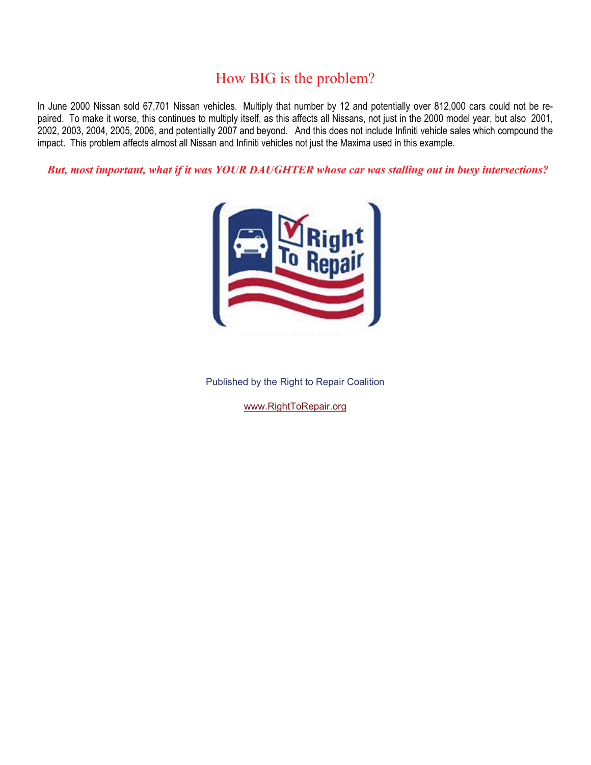## How BIG is the problem?

In June 2000 Nissan sold 67,701 Nissan vehicles. Multiply that number by 12 and potentially over 812,000 cars could not be repaired. To make it worse, this continues to multiply itself, as this affects all Nissans, not just in the 2000 model year, but also 2001, 2002, 2003, 2004, 2005, 2006, and potentially 2007 and beyond. And this does not include Infiniti vehicle sales which compound the impact. This problem affects almost all Nissan and Infiniti vehicles not just the Maxima used in this example.

***But, most important, what if it was YOUR DAUGHTER whose car was stalling out in busy intersections?***

Right To Repair

Published by the Right to Repair Coalition

www.RightToRepair.org